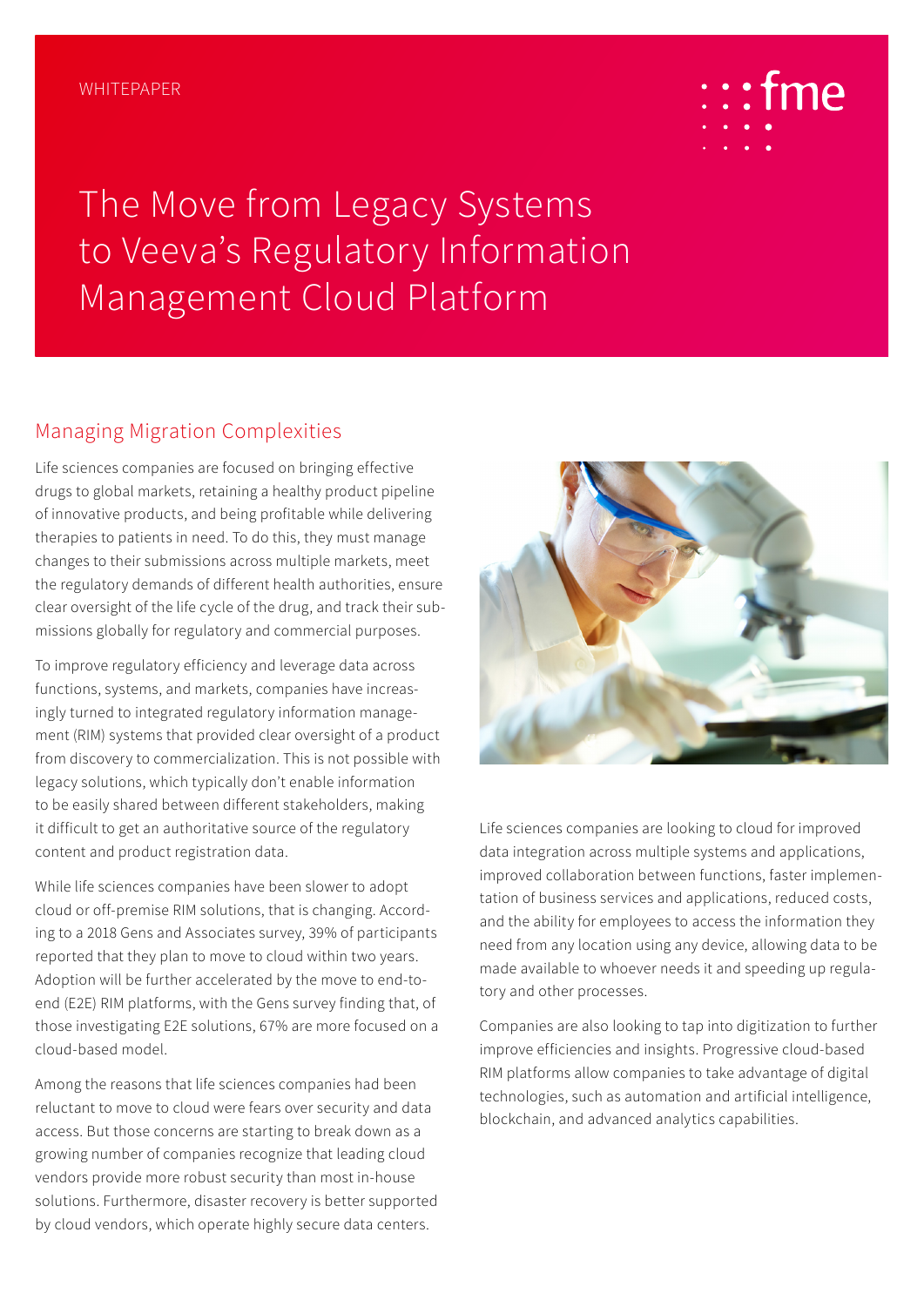WHITEPAPER

# The Move from Legacy Systems to Veeva's Regulatory Information Management Cloud Platform

## Managing Migration Complexities

Life sciences companies are focused on bringing effective drugs to global markets, retaining a healthy product pipeline of innovative products, and being profitable while delivering therapies to patients in need. To do this, they must manage changes to their submissions across multiple markets, meet the regulatory demands of different health authorities, ensure clear oversight of the life cycle of the drug, and track their submissions globally for regulatory and commercial purposes.

To improve regulatory efficiency and leverage data across functions, systems, and markets, companies have increasingly turned to integrated regulatory information management (RIM) systems that provided clear oversight of a product from discovery to commercialization. This is not possible with legacy solutions, which typically don't enable information to be easily shared between different stakeholders, making it difficult to get an authoritative source of the regulatory content and product registration data.

While life sciences companies have been slower to adopt cloud or off-premise RIM solutions, that is changing. According to a 2018 Gens and Associates survey, 39% of participants reported that they plan to move to cloud within two years. Adoption will be further accelerated by the move to end-to-end (E2E) RIM platforms, with the Gens survey finding that, of those investigating E2E solutions, 67% are more focused on a cloud-based model.

Among the reasons that life sciences companies had been reluctant to move to cloud were fears over security and data access. But those concerns are starting to break down as a growing number of companies recognize that leading cloud vendors provide more robust security than most in-house solutions. Furthermore, disaster recovery is better supported by cloud vendors, which operate highly secure data centers.

Life sciences companies are looking to cloud for improved data integration across multiple systems and applications, improved collaboration between functions, faster implementation of business services and applications, reduced costs, and the ability for employees to access the information they need from any location using any device, allowing data to be made available to whoever needs it and speeding up regulatory and other processes.

Companies are also looking to tap into digitization to further improve efficiencies and insights. Progressive cloud-based RIM platforms allow companies to take advantage of digital technologies, such as automation and artificial intelligence, blockchain, and advanced analytics capabilities.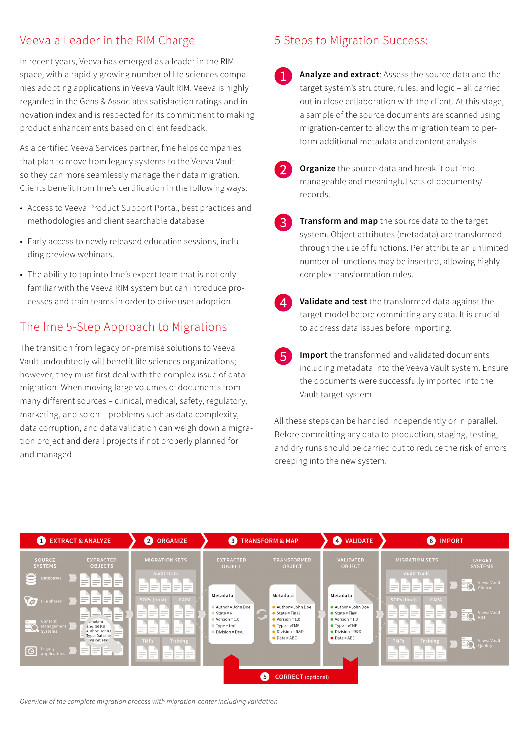## Veeva a Leader in the RIM Charge

In recent years, Veeva has emerged as a leader in the RIM space, with a rapidly growing number of life sciences companies adopting applications in Veeva Vault RIM. Veeva is highly regarded in the Gens & Associates satisfaction ratings and innovation index and is respected for its commitment to making product enhancements based on client feedback.

As a certified Veeva Services partner, fme helps companies that plan to move from legacy systems to the Veeva Vault so they can more seamlessly manage their data migration. Clients benefit from fme's certification in the following ways:

- Access to Veeva Product Support Portal, best practices and methodologies and client searchable database
- Early access to newly released education sessions, including preview webinars.
- The ability to tap into fme's expert team that is not only familiar with the Veeva RIM system but can introduce processes and train teams in order to drive user adoption.

## The fme 5-Step Approach to Migrations

The transition from legacy on-premise solutions to Veeva Vault undoubtedly will benefit life sciences organizations; however, they must first deal with the complex issue of data migration. When moving large volumes of documents from many different sources – clinical, medical, safety, regulatory, marketing, and so on – problems such as data complexity, data corruption, and data validation can weigh down a migration project and derail projects if not properly planned for and managed.

## 5 Steps to Migration Success:

1. **Analyze and extract**: Assess the source data and the target system's structure, rules, and logic – all carried out in close collaboration with the client. At this stage, a sample of the source documents are scanned using migration-center to allow the migration team to perform additional metadata and content analysis.
2. **Organize** the source data and break it out into manageable and meaningful sets of documents/records.
3. **Transform and map** the source data to the target system. Object attributes (metadata) are transformed through the use of functions. Per attribute an unlimited number of functions may be inserted, allowing highly complex transformation rules.
4. **Validate and test** the transformed data against the target model before committing any data. It is crucial to address data issues before importing.
5. **Import** the transformed and validated documents including metadata into the Veeva Vault system. Ensure the documents were successfully imported into the Vault target system

All these steps can be handled independently or in parallel. Before committing any data to production, staging, testing, and dry runs should be carried out to reduce the risk of errors creeping into the new system.

*Overview of the complete migration process with migration-center including validation*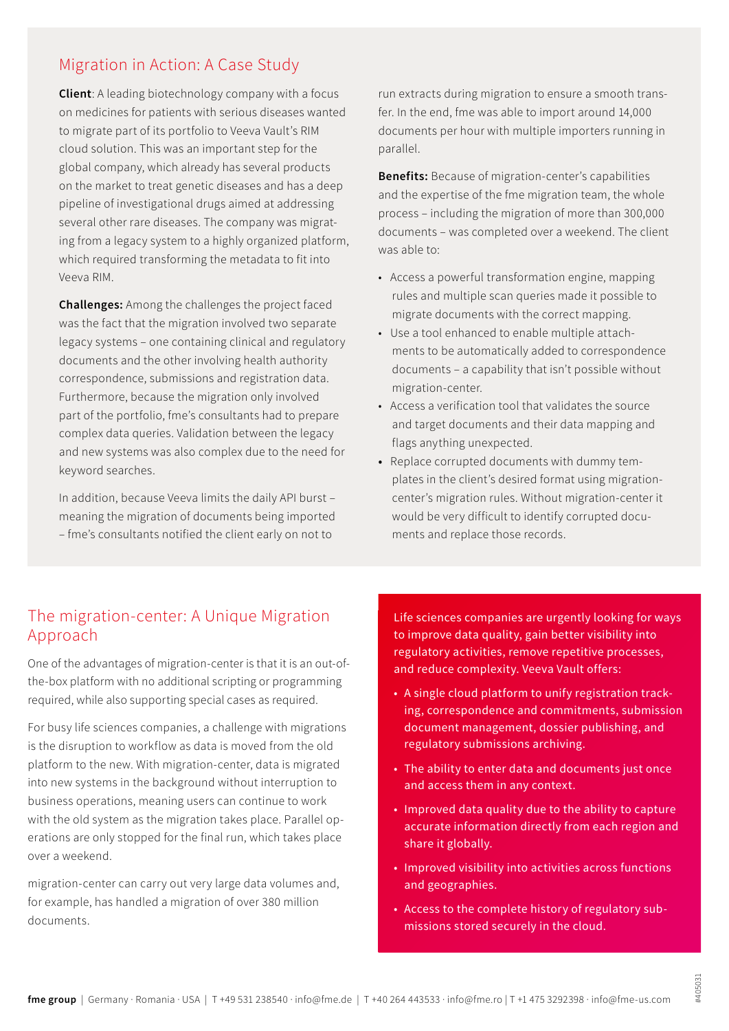## Migration in Action: A Case Study

**Client**: A leading biotechnology company with a focus on medicines for patients with serious diseases wanted to migrate part of its portfolio to Veeva Vault's RIM cloud solution. This was an important step for the global company, which already has several products on the market to treat genetic diseases and has a deep pipeline of investigational drugs aimed at addressing several other rare diseases. The company was migrating from a legacy system to a highly organized platform, which required transforming the metadata to fit into Veeva RIM.

**Challenges:** Among the challenges the project faced was the fact that the migration involved two separate legacy systems – one containing clinical and regulatory documents and the other involving health authority correspondence, submissions and registration data. Furthermore, because the migration only involved part of the portfolio, fme's consultants had to prepare complex data queries. Validation between the legacy and new systems was also complex due to the need for keyword searches.

In addition, because Veeva limits the daily API burst – meaning the migration of documents being imported – fme's consultants notified the client early on not to run extracts during migration to ensure a smooth transfer. In the end, fme was able to import around 14,000 documents per hour with multiple importers running in parallel.

**Benefits:** Because of migration-center's capabilities and the expertise of the fme migration team, the whole process – including the migration of more than 300,000 documents – was completed over a weekend. The client was able to:

- Access a powerful transformation engine, mapping rules and multiple scan queries made it possible to migrate documents with the correct mapping.
- Use a tool enhanced to enable multiple attachments to be automatically added to correspondence documents – a capability that isn't possible without migration-center.
- Access a verification tool that validates the source and target documents and their data mapping and flags anything unexpected.
- Replace corrupted documents with dummy templates in the client's desired format using migration-center's migration rules. Without migration-center it would be very difficult to identify corrupted documents and replace those records.

## The migration-center: A Unique Migration Approach

One of the advantages of migration-center is that it is an out-of-the-box platform with no additional scripting or programming required, while also supporting special cases as required.

For busy life sciences companies, a challenge with migrations is the disruption to workflow as data is moved from the old platform to the new. With migration-center, data is migrated into new systems in the background without interruption to business operations, meaning users can continue to work with the old system as the migration takes place. Parallel operations are only stopped for the final run, which takes place over a weekend.

migration-center can carry out very large data volumes and, for example, has handled a migration of over 380 million documents.

Life sciences companies are urgently looking for ways to improve data quality, gain better visibility into regulatory activities, remove repetitive processes, and reduce complexity. Veeva Vault offers:

- A single cloud platform to unify registration tracking, correspondence and commitments, submission document management, dossier publishing, and regulatory submissions archiving.
- The ability to enter data and documents just once and access them in any context.
- Improved data quality due to the ability to capture accurate information directly from each region and share it globally.
- Improved visibility into activities across functions and geographies.
- Access to the complete history of regulatory submissions stored securely in the cloud.

**fme group** | Germany · Romania · USA | T +49 531 238540 · info@fme.de | T +40 264 443533 · info@fme.ro | T +1 475 3292398 · info@fme-us.com

#405031